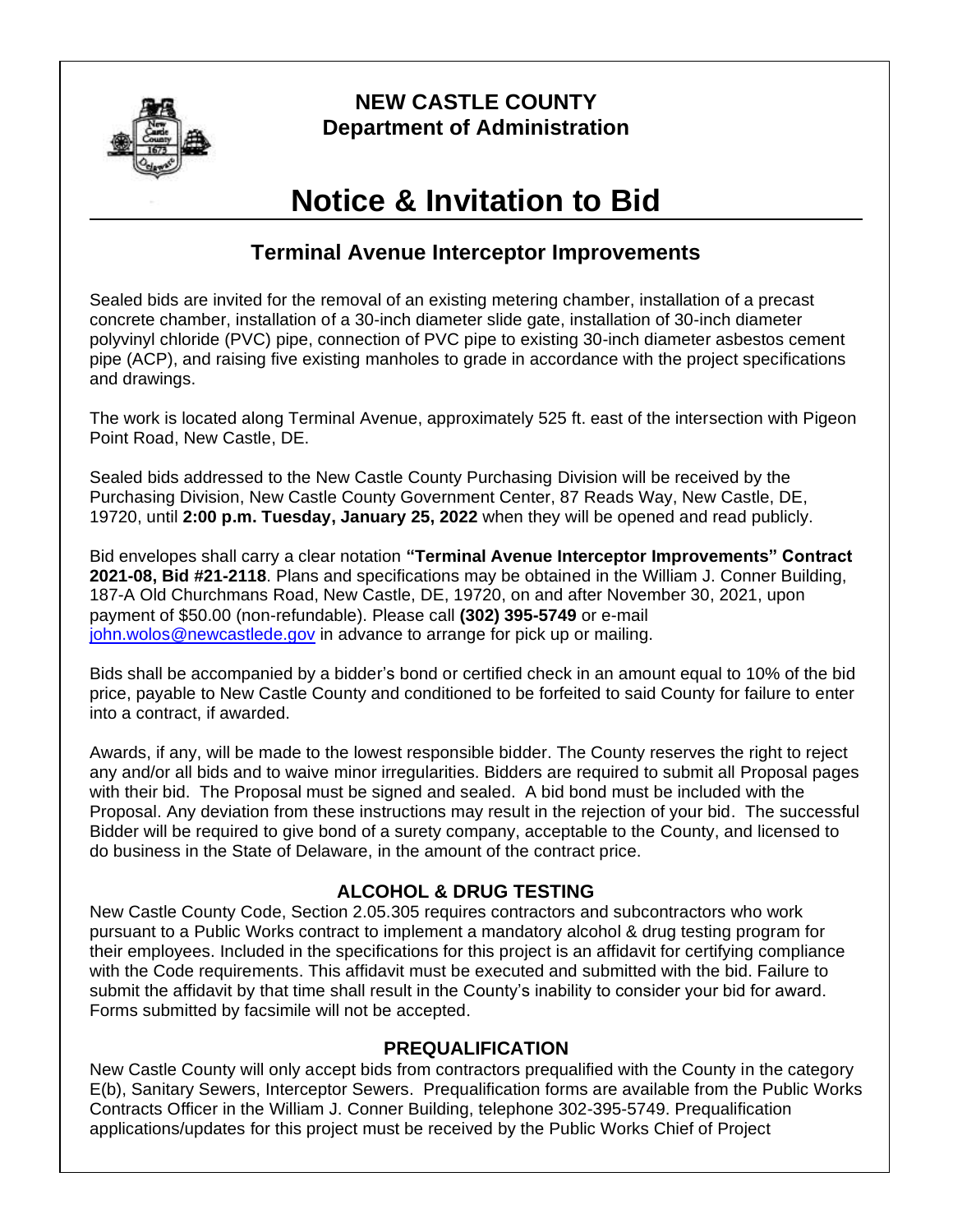**NEW CASTLE COUNTY**
**Department of Administration**

# Notice & Invitation to Bid

## Terminal Avenue Interceptor Improvements

Sealed bids are invited for the removal of an existing metering chamber, installation of a precast concrete chamber, installation of a 30-inch diameter slide gate, installation of 30-inch diameter polyvinyl chloride (PVC) pipe, connection of PVC pipe to existing 30-inch diameter asbestos cement pipe (ACP), and raising five existing manholes to grade in accordance with the project specifications and drawings.

The work is located along Terminal Avenue, approximately 525 ft. east of the intersection with Pigeon Point Road, New Castle, DE.

Sealed bids addressed to the New Castle County Purchasing Division will be received by the Purchasing Division, New Castle County Government Center, 87 Reads Way, New Castle, DE, 19720, until **2:00 p.m. Tuesday, January 25, 2022** when they will be opened and read publicly.

Bid envelopes shall carry a clear notation **"Terminal Avenue Interceptor Improvements" Contract 2021-08, Bid #21-2118**. Plans and specifications may be obtained in the William J. Conner Building, 187-A Old Churchmans Road, New Castle, DE, 19720, on and after November 30, 2021, upon payment of $50.00 (non-refundable). Please call **(302) 395-5749** or e-mail john.wolos@newcastlede.gov in advance to arrange for pick up or mailing.

Bids shall be accompanied by a bidder's bond or certified check in an amount equal to 10% of the bid price, payable to New Castle County and conditioned to be forfeited to said County for failure to enter into a contract, if awarded.

Awards, if any, will be made to the lowest responsible bidder. The County reserves the right to reject any and/or all bids and to waive minor irregularities. Bidders are required to submit all Proposal pages with their bid. The Proposal must be signed and sealed. A bid bond must be included with the Proposal. Any deviation from these instructions may result in the rejection of your bid. The successful Bidder will be required to give bond of a surety company, acceptable to the County, and licensed to do business in the State of Delaware, in the amount of the contract price.

### ALCOHOL & DRUG TESTING

New Castle County Code, Section 2.05.305 requires contractors and subcontractors who work pursuant to a Public Works contract to implement a mandatory alcohol & drug testing program for their employees. Included in the specifications for this project is an affidavit for certifying compliance with the Code requirements. This affidavit must be executed and submitted with the bid. Failure to submit the affidavit by that time shall result in the County's inability to consider your bid for award. Forms submitted by facsimile will not be accepted.

### PREQUALIFICATION

New Castle County will only accept bids from contractors prequalified with the County in the category E(b), Sanitary Sewers, Interceptor Sewers. Prequalification forms are available from the Public Works Contracts Officer in the William J. Conner Building, telephone 302-395-5749. Prequalification applications/updates for this project must be received by the Public Works Chief of Project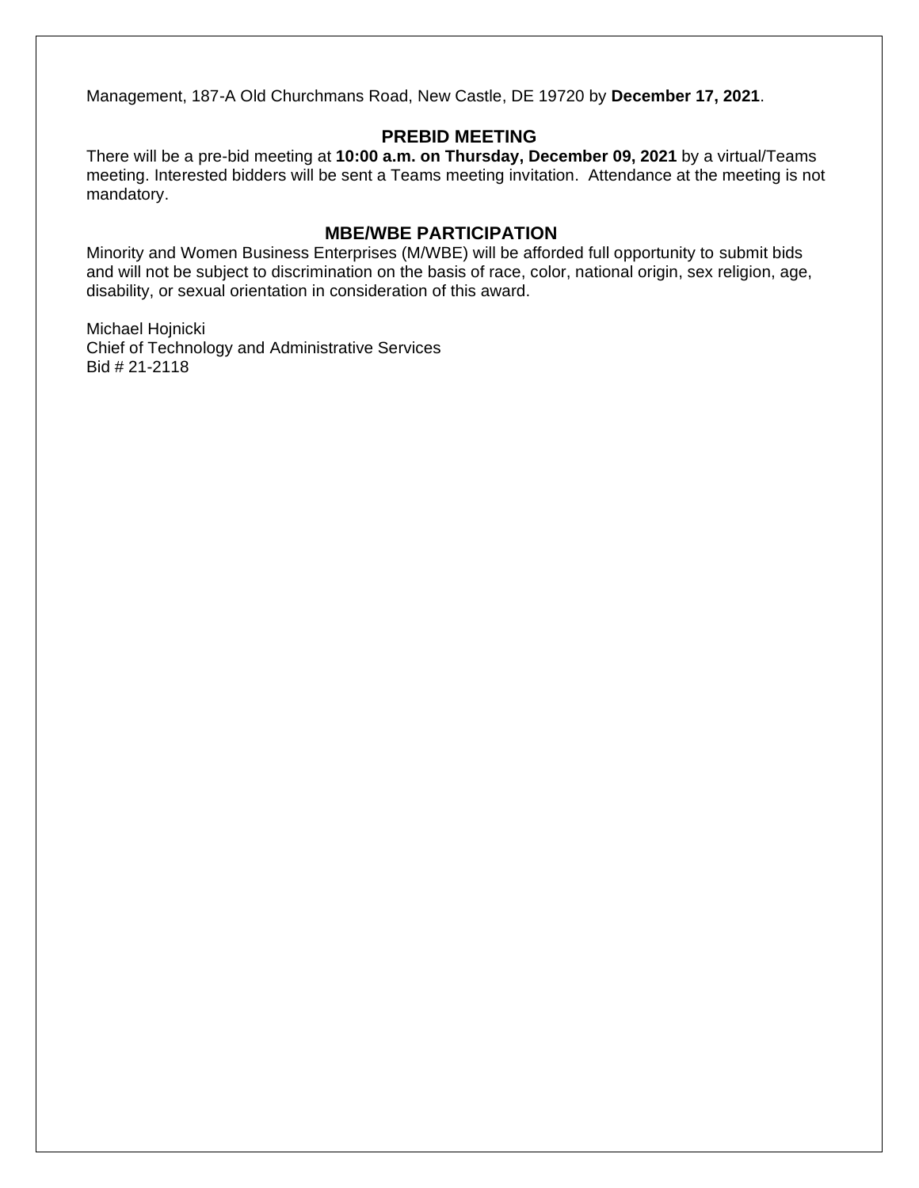Management, 187-A Old Churchmans Road, New Castle, DE 19720 by **December 17, 2021**.

## PREBID MEETING

There will be a pre-bid meeting at **10:00 a.m. on Thursday, December 09, 2021** by a virtual/Teams meeting. Interested bidders will be sent a Teams meeting invitation. Attendance at the meeting is not mandatory.

## MBE/WBE PARTICIPATION

Minority and Women Business Enterprises (M/WBE) will be afforded full opportunity to submit bids and will not be subject to discrimination on the basis of race, color, national origin, sex religion, age, disability, or sexual orientation in consideration of this award.

Michael Hojnicki  
Chief of Technology and Administrative Services  
Bid # 21-2118